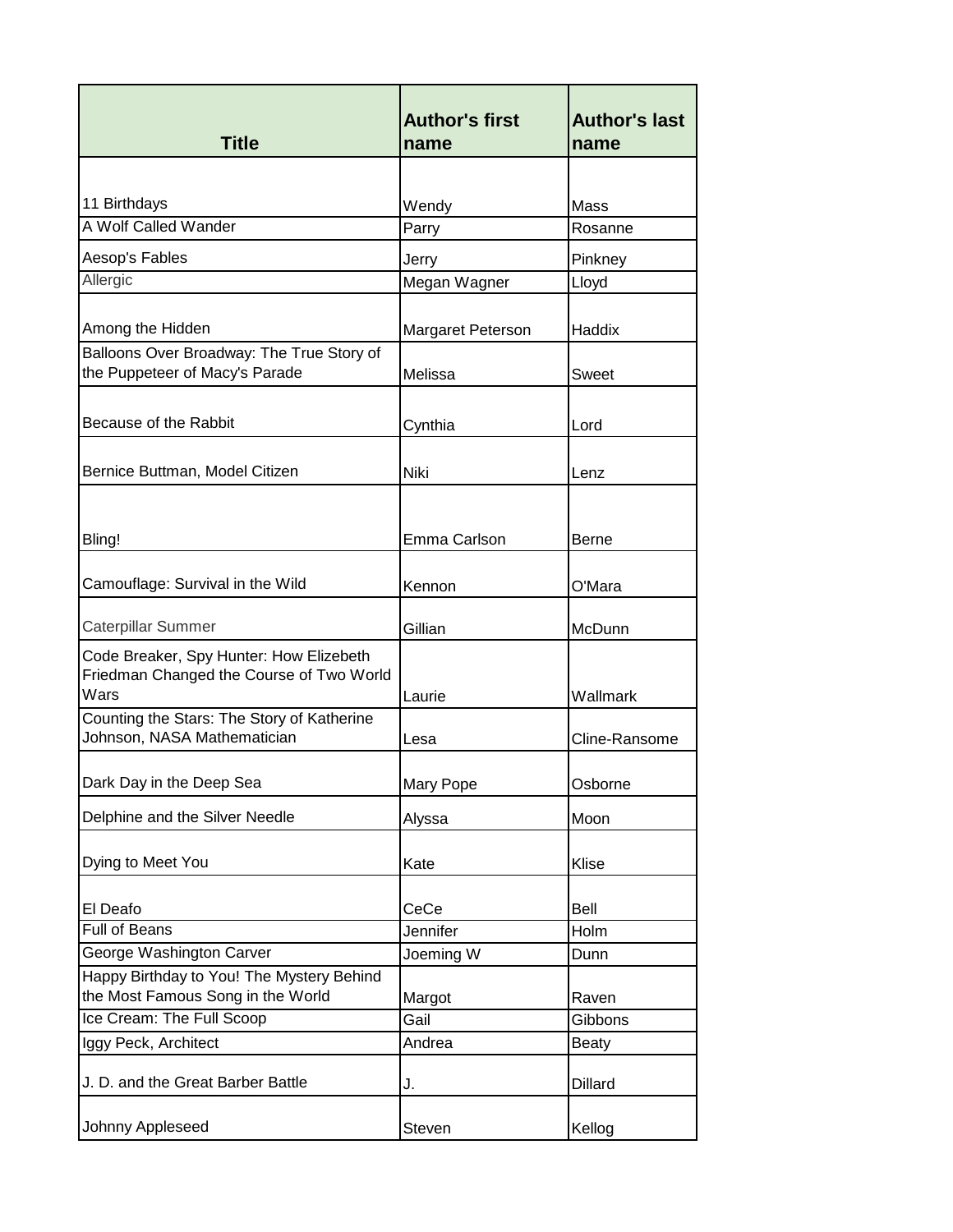| Title | Author's first name | Author's last name |
|---|---|---|
| 11 Birthdays | Wendy | Mass |
| A Wolf Called Wander | Parry | Rosanne |
| Aesop's Fables | Jerry | Pinkney |
| Allergic | Megan Wagner | Lloyd |
| Among the Hidden | Margaret Peterson | Haddix |
| Balloons Over Broadway: The True Story of the Puppeteer of Macy's Parade | Melissa | Sweet |
| Because of the Rabbit | Cynthia | Lord |
| Bernice Buttman, Model Citizen | Niki | Lenz |
| Bling! | Emma Carlson | Berne |
| Camouflage: Survival in the Wild | Kennon | O'Mara |
| Caterpillar Summer | Gillian | McDunn |
| Code Breaker, Spy Hunter: How Elizebeth Friedman Changed the Course of Two World Wars | Laurie | Wallmark |
| Counting the Stars: The Story of Katherine Johnson, NASA Mathematician | Lesa | Cline-Ransome |
| Dark Day in the Deep Sea | Mary Pope | Osborne |
| Delphine and the Silver Needle | Alyssa | Moon |
| Dying to Meet You | Kate | Klise |
| El Deafo | CeCe | Bell |
| Full of Beans | Jennifer | Holm |
| George Washington Carver | Joeming W | Dunn |
| Happy Birthday to You! The Mystery Behind the Most Famous Song in the World | Margot | Raven |
| Ice Cream: The Full Scoop | Gail | Gibbons |
| Iggy Peck, Architect | Andrea | Beaty |
| J. D. and the Great Barber Battle | J. | Dillard |
| Johnny Appleseed | Steven | Kellog |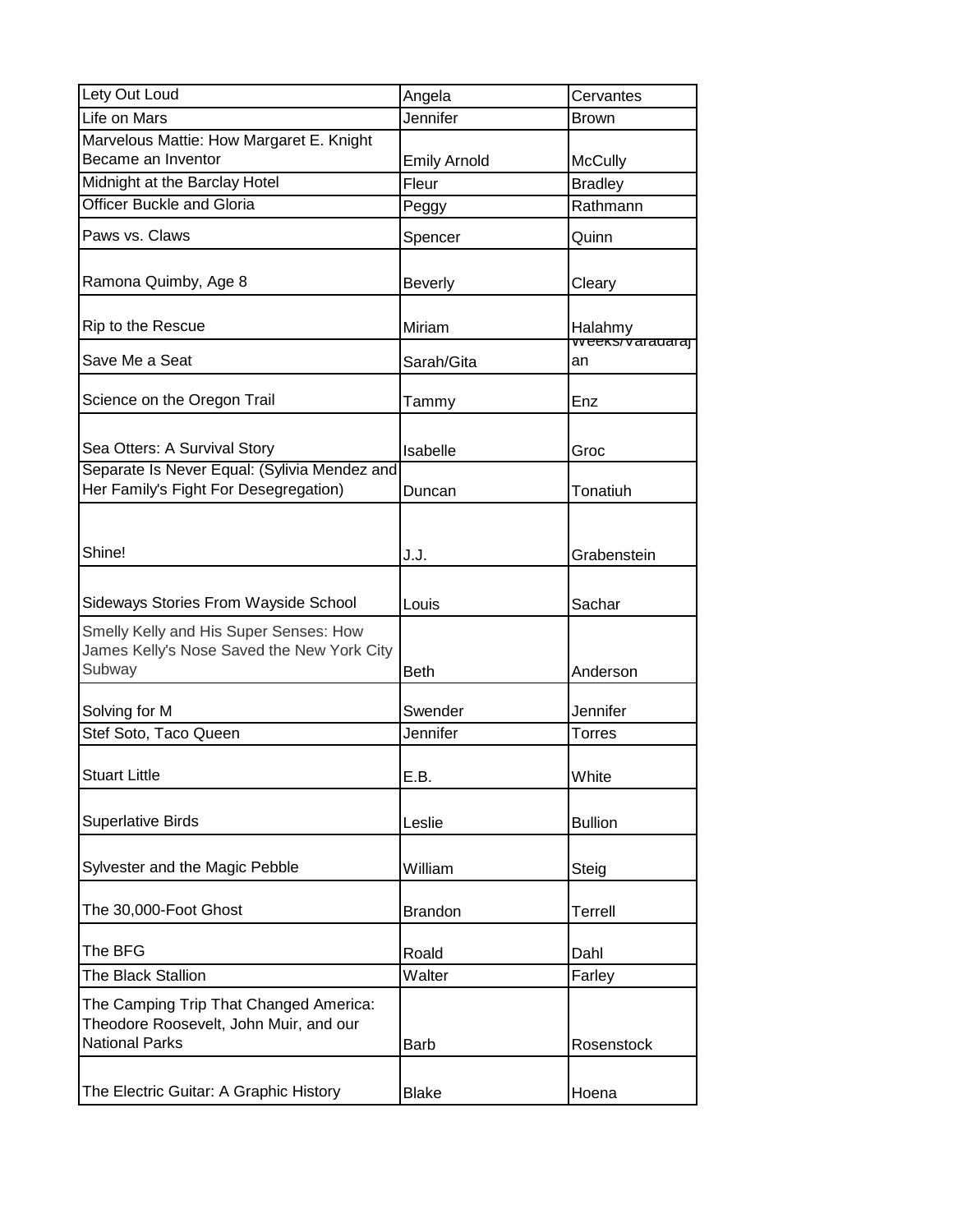| | | |
|---|---|---|
| Lety Out Loud | Angela | Cervantes |
| Life on Mars | Jennifer | Brown |
| Marvelous Mattie: How Margaret E. Knight Became an Inventor | Emily Arnold | McCully |
| Midnight at the Barclay Hotel | Fleur | Bradley |
| Officer Buckle and Gloria | Peggy | Rathmann |
| Paws vs. Claws | Spencer | Quinn |
| Ramona Quimby, Age 8 | Beverly | Cleary |
| Rip to the Rescue | Miriam | Halahmy |
| Save Me a Seat | Sarah/Gita | Weeks/Varadarajan |
| Science on the Oregon Trail | Tammy | Enz |
| Sea Otters: A Survival Story | Isabelle | Groc |
| Separate Is Never Equal: (Sylivia Mendez and Her Family's Fight For Desegregation) | Duncan | Tonatiuh |
| Shine! | J.J. | Grabenstein |
| Sideways Stories From Wayside School | Louis | Sachar |
| Smelly Kelly and His Super Senses: How James Kelly's Nose Saved the New York City Subway | Beth | Anderson |
| Solving for M | Swender | Jennifer |
| Stef Soto, Taco Queen | Jennifer | Torres |
| Stuart Little | E.B. | White |
| Superlative Birds | Leslie | Bullion |
| Sylvester and the Magic Pebble | William | Steig |
| The 30,000-Foot Ghost | Brandon | Terrell |
| The BFG | Roald | Dahl |
| The Black Stallion | Walter | Farley |
| The Camping Trip That Changed America: Theodore Roosevelt, John Muir, and our National Parks | Barb | Rosenstock |
| The Electric Guitar: A Graphic History | Blake | Hoena |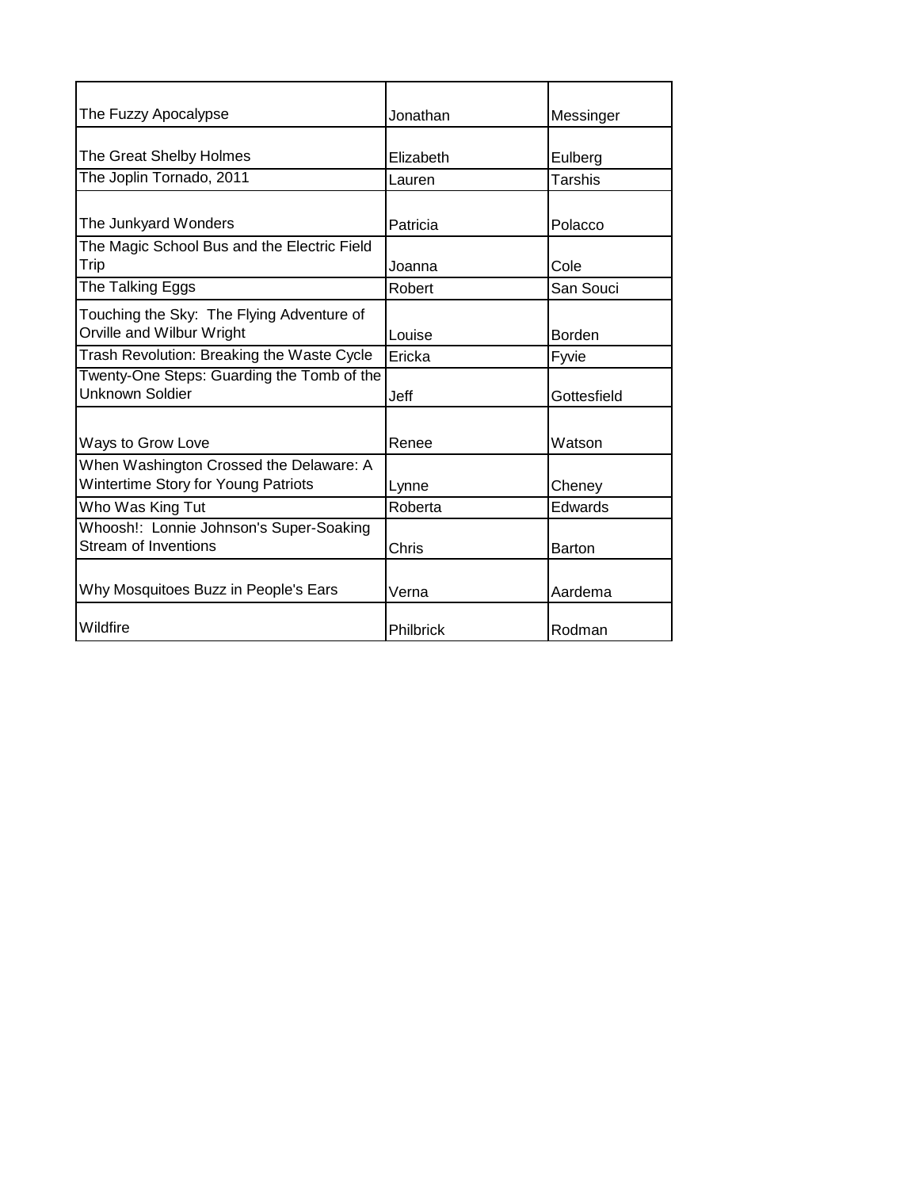| | | |
|---|---|---|
| The Fuzzy Apocalypse | Jonathan | Messinger |
| The Great Shelby Holmes | Elizabeth | Eulberg |
| The Joplin Tornado, 2011 | Lauren | Tarshis |
| The Junkyard Wonders | Patricia | Polacco |
| The Magic School Bus and the Electric Field Trip | Joanna | Cole |
| The Talking Eggs | Robert | San Souci |
| Touching the Sky: The Flying Adventure of Orville and Wilbur Wright | Louise | Borden |
| Trash Revolution: Breaking the Waste Cycle | Ericka | Fyvie |
| Twenty-One Steps: Guarding the Tomb of the Unknown Soldier | Jeff | Gottesfield |
| Ways to Grow Love | Renee | Watson |
| When Washington Crossed the Delaware: A Wintertime Story for Young Patriots | Lynne | Cheney |
| Who Was King Tut | Roberta | Edwards |
| Whoosh!: Lonnie Johnson's Super-Soaking Stream of Inventions | Chris | Barton |
| Why Mosquitoes Buzz in People's Ears | Verna | Aardema |
| Wildfire | Philbrick | Rodman |